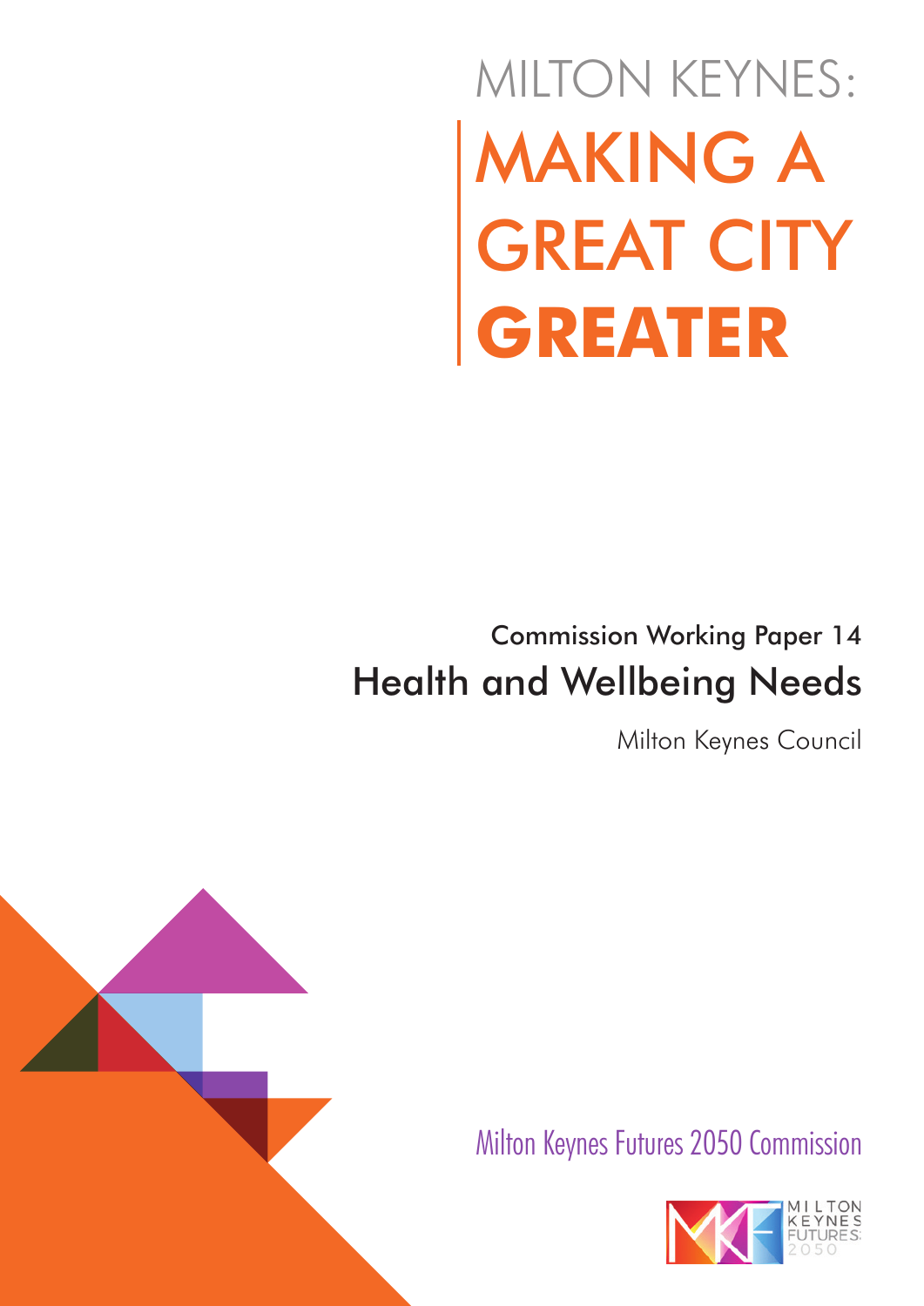# MILTON KEYNES: MAKING A GREAT CITY **GREATER**

## Commission Working Paper 14

## Health and Wellbeing Needs

Milton Keynes Council

Milton Keynes Futures 2050 Commission

MILTON KEYNES FUTURES 2050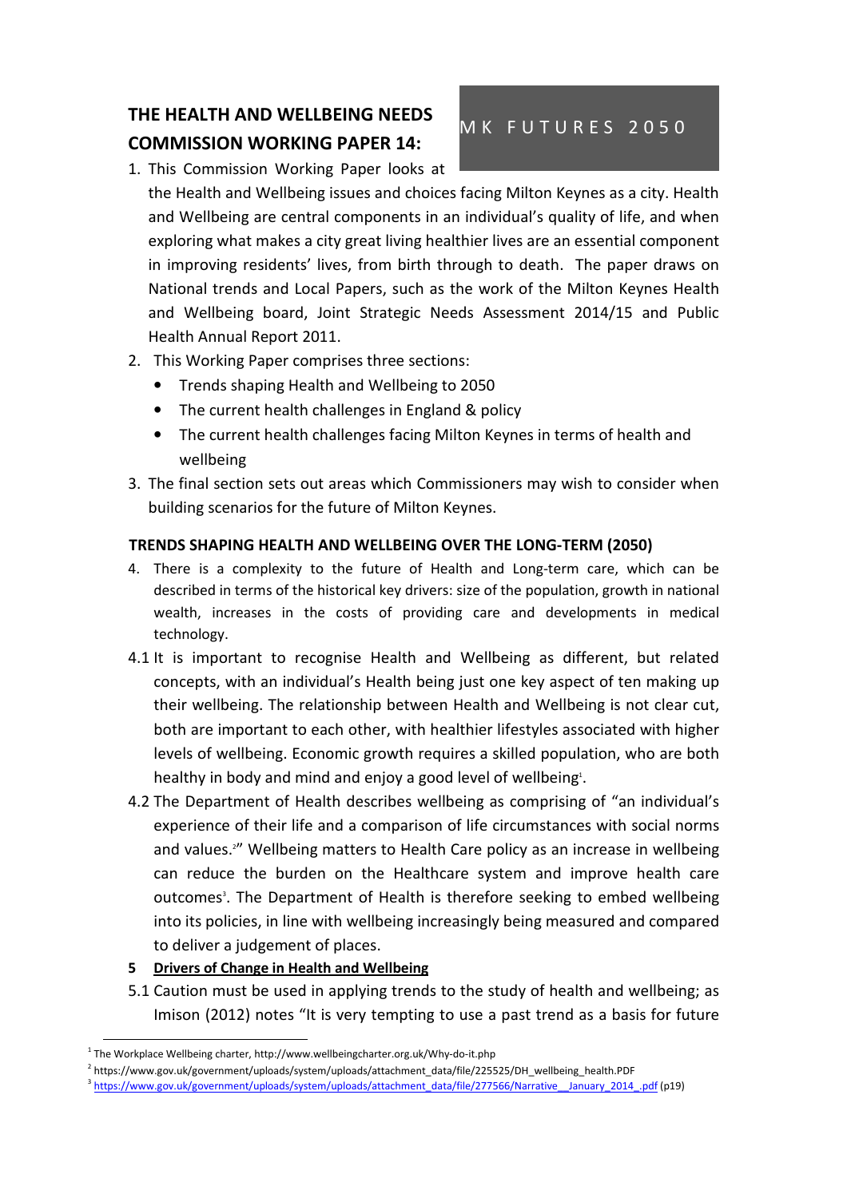# THE HEALTH AND WELLBEING NEEDS COMMISSION WORKING PAPER 14:

MK FUTURES 2050

1. This Commission Working Paper looks at the Health and Wellbeing issues and choices facing Milton Keynes as a city. Health and Wellbeing are central components in an individual's quality of life, and when exploring what makes a city great living healthier lives are an essential component in improving residents' lives, from birth through to death. The paper draws on National trends and Local Papers, such as the work of the Milton Keynes Health and Wellbeing board, Joint Strategic Needs Assessment 2014/15 and Public Health Annual Report 2011.
2. This Working Paper comprises three sections:
   - Trends shaping Health and Wellbeing to 2050
   - The current health challenges in England & policy
   - The current health challenges facing Milton Keynes in terms of health and wellbeing
3. The final section sets out areas which Commissioners may wish to consider when building scenarios for the future of Milton Keynes.

## TRENDS SHAPING HEALTH AND WELLBEING OVER THE LONG-TERM (2050)

4. There is a complexity to the future of Health and Long-term care, which can be described in terms of the historical key drivers: size of the population, growth in national wealth, increases in the costs of providing care and developments in medical technology.

4.1 It is important to recognise Health and Wellbeing as different, but related concepts, with an individual's Health being just one key aspect of ten making up their wellbeing. The relationship between Health and Wellbeing is not clear cut, both are important to each other, with healthier lifestyles associated with higher levels of wellbeing. Economic growth requires a skilled population, who are both healthy in body and mind and enjoy a good level of wellbeing[1].

4.2 The Department of Health describes wellbeing as comprising of "an individual's experience of their life and a comparison of life circumstances with social norms and values.[2]" Wellbeing matters to Health Care policy as an increase in wellbeing can reduce the burden on the Healthcare system and improve health care outcomes[3]. The Department of Health is therefore seeking to embed wellbeing into its policies, in line with wellbeing increasingly being measured and compared to deliver a judgement of places.

**5 <u>Drivers of Change in Health and Wellbeing</u>**

5.1 Caution must be used in applying trends to the study of health and wellbeing; as Imison (2012) notes "It is very tempting to use a past trend as a basis for future

---

[1] The Workplace Wellbeing charter, http://www.wellbeingcharter.org.uk/Why-do-it.php

[2] https://www.gov.uk/government/uploads/system/uploads/attachment_data/file/225525/DH_wellbeing_health.PDF

[3] https://www.gov.uk/government/uploads/system/uploads/attachment_data/file/277566/Narrative__January_2014_.pdf (p19)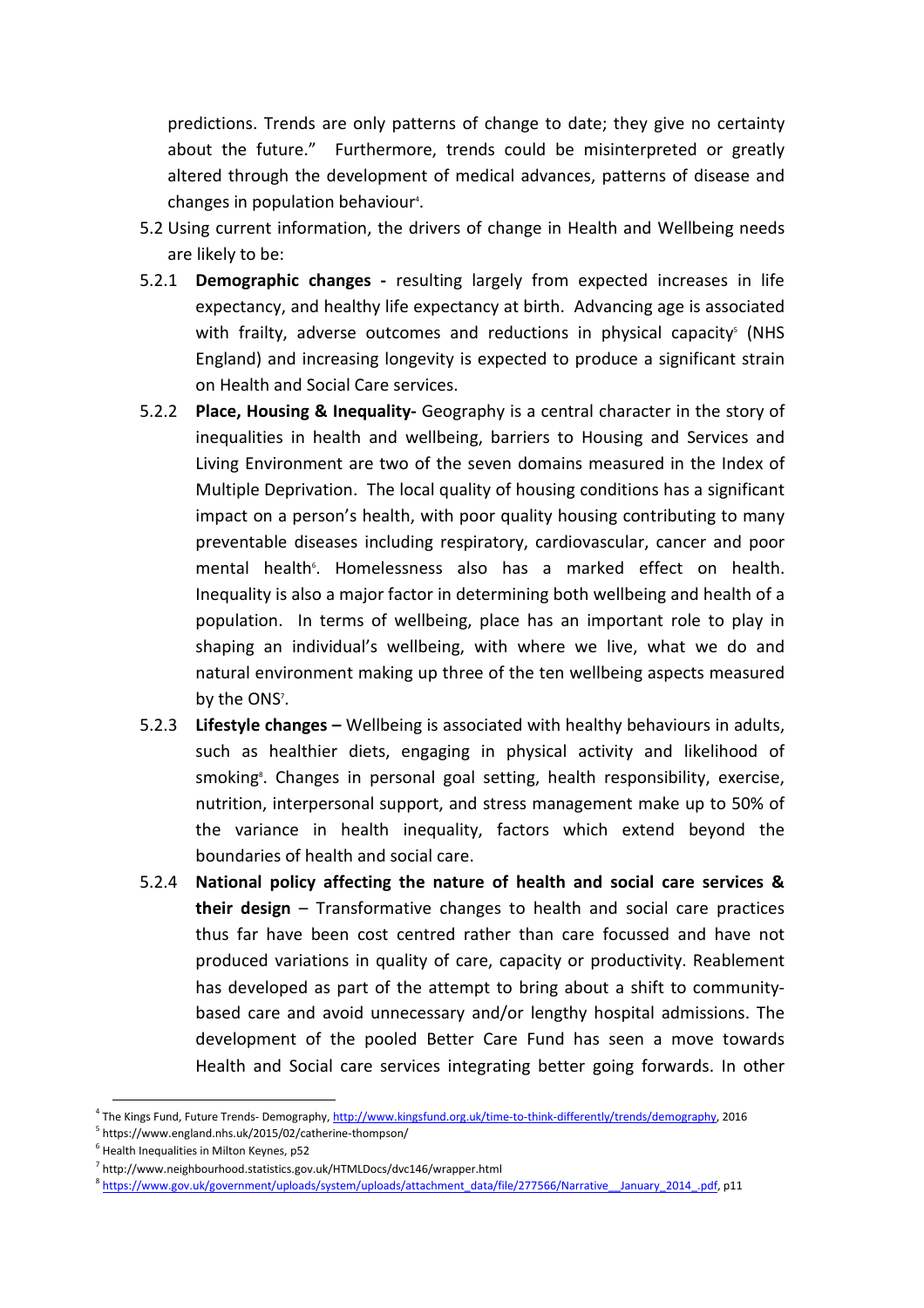predictions. Trends are only patterns of change to date; they give no certainty about the future." Furthermore, trends could be misinterpreted or greatly altered through the development of medical advances, patterns of disease and changes in population behaviour[4].

5.2 Using current information, the drivers of change in Health and Wellbeing needs are likely to be:

5.2.1 **Demographic changes -** resulting largely from expected increases in life expectancy, and healthy life expectancy at birth. Advancing age is associated with frailty, adverse outcomes and reductions in physical capacity[5] (NHS England) and increasing longevity is expected to produce a significant strain on Health and Social Care services.

5.2.2 **Place, Housing & Inequality-** Geography is a central character in the story of inequalities in health and wellbeing, barriers to Housing and Services and Living Environment are two of the seven domains measured in the Index of Multiple Deprivation. The local quality of housing conditions has a significant impact on a person's health, with poor quality housing contributing to many preventable diseases including respiratory, cardiovascular, cancer and poor mental health[6]. Homelessness also has a marked effect on health. Inequality is also a major factor in determining both wellbeing and health of a population. In terms of wellbeing, place has an important role to play in shaping an individual's wellbeing, with where we live, what we do and natural environment making up three of the ten wellbeing aspects measured by the ONS[7].

5.2.3 **Lifestyle changes –** Wellbeing is associated with healthy behaviours in adults, such as healthier diets, engaging in physical activity and likelihood of smoking[8]. Changes in personal goal setting, health responsibility, exercise, nutrition, interpersonal support, and stress management make up to 50% of the variance in health inequality, factors which extend beyond the boundaries of health and social care.

5.2.4 **National policy affecting the nature of health and social care services & their design** – Transformative changes to health and social care practices thus far have been cost centred rather than care focussed and have not produced variations in quality of care, capacity or productivity. Reablement has developed as part of the attempt to bring about a shift to community-based care and avoid unnecessary and/or lengthy hospital admissions. The development of the pooled Better Care Fund has seen a move towards Health and Social care services integrating better going forwards. In other

---

[4] The Kings Fund, Future Trends- Demography, http://www.kingsfund.org.uk/time-to-think-differently/trends/demography, 2016

[5] https://www.england.nhs.uk/2015/02/catherine-thompson/

[6] Health Inequalities in Milton Keynes, p52

[7] http://www.neighbourhood.statistics.gov.uk/HTMLDocs/dvc146/wrapper.html

[8] https://www.gov.uk/government/uploads/system/uploads/attachment_data/file/277566/Narrative__January_2014_.pdf, p11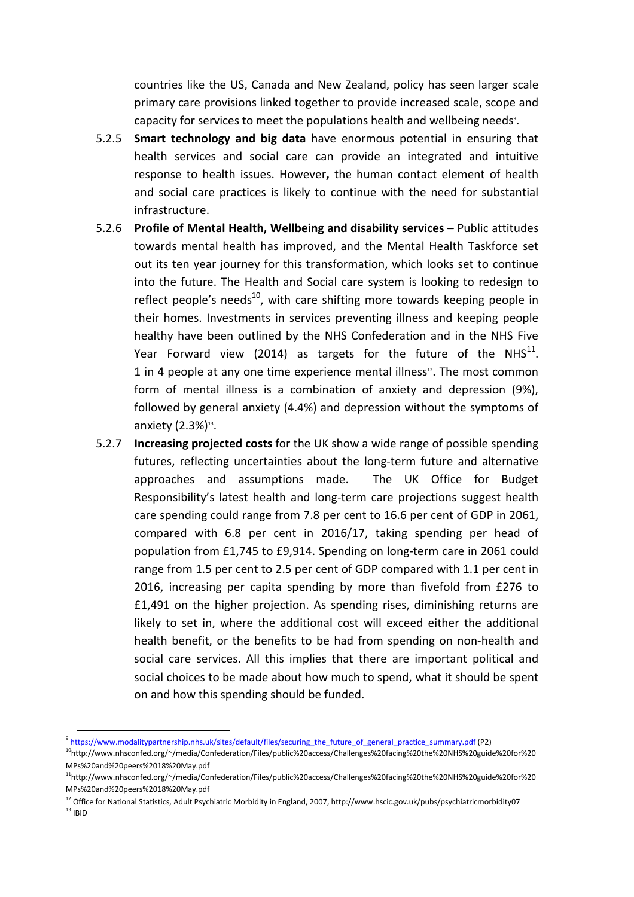countries like the US, Canada and New Zealand, policy has seen larger scale primary care provisions linked together to provide increased scale, scope and capacity for services to meet the populations health and wellbeing needs[9].

5.2.5 **Smart technology and big data** have enormous potential in ensuring that health services and social care can provide an integrated and intuitive response to health issues. However**,** the human contact element of health and social care practices is likely to continue with the need for substantial infrastructure.

5.2.6 **Profile of Mental Health, Wellbeing and disability services –** Public attitudes towards mental health has improved, and the Mental Health Taskforce set out its ten year journey for this transformation, which looks set to continue into the future. The Health and Social care system is looking to redesign to reflect people's needs[10], with care shifting more towards keeping people in their homes. Investments in services preventing illness and keeping people healthy have been outlined by the NHS Confederation and in the NHS Five Year Forward view (2014) as targets for the future of the NHS[11]. 1 in 4 people at any one time experience mental illness[12]. The most common form of mental illness is a combination of anxiety and depression (9%), followed by general anxiety (4.4%) and depression without the symptoms of anxiety (2.3%)[13].

5.2.7 **Increasing projected costs** for the UK show a wide range of possible spending futures, reflecting uncertainties about the long-term future and alternative approaches and assumptions made. The UK Office for Budget Responsibility's latest health and long-term care projections suggest health care spending could range from 7.8 per cent to 16.6 per cent of GDP in 2061, compared with 6.8 per cent in 2016/17, taking spending per head of population from £1,745 to £9,914. Spending on long-term care in 2061 could range from 1.5 per cent to 2.5 per cent of GDP compared with 1.1 per cent in 2016, increasing per capita spending by more than fivefold from £276 to £1,491 on the higher projection. As spending rises, diminishing returns are likely to set in, where the additional cost will exceed either the additional health benefit, or the benefits to be had from spending on non-health and social care services. All this implies that there are important political and social choices to be made about how much to spend, what it should be spent on and how this spending should be funded.

---

[9] https://www.modalitypartnership.nhs.uk/sites/default/files/securing_the_future_of_general_practice_summary.pdf (P2)

[10] http://www.nhsconfed.org/~/media/Confederation/Files/public%20access/Challenges%20facing%20the%20NHS%20guide%20for%20MPs%20and%20peers%2018%20May.pdf

[11] http://www.nhsconfed.org/~/media/Confederation/Files/public%20access/Challenges%20facing%20the%20NHS%20guide%20for%20MPs%20and%20peers%2018%20May.pdf

[12] Office for National Statistics, Adult Psychiatric Morbidity in England, 2007, http://www.hscic.gov.uk/pubs/psychiatricmorbidity07

[13] IBID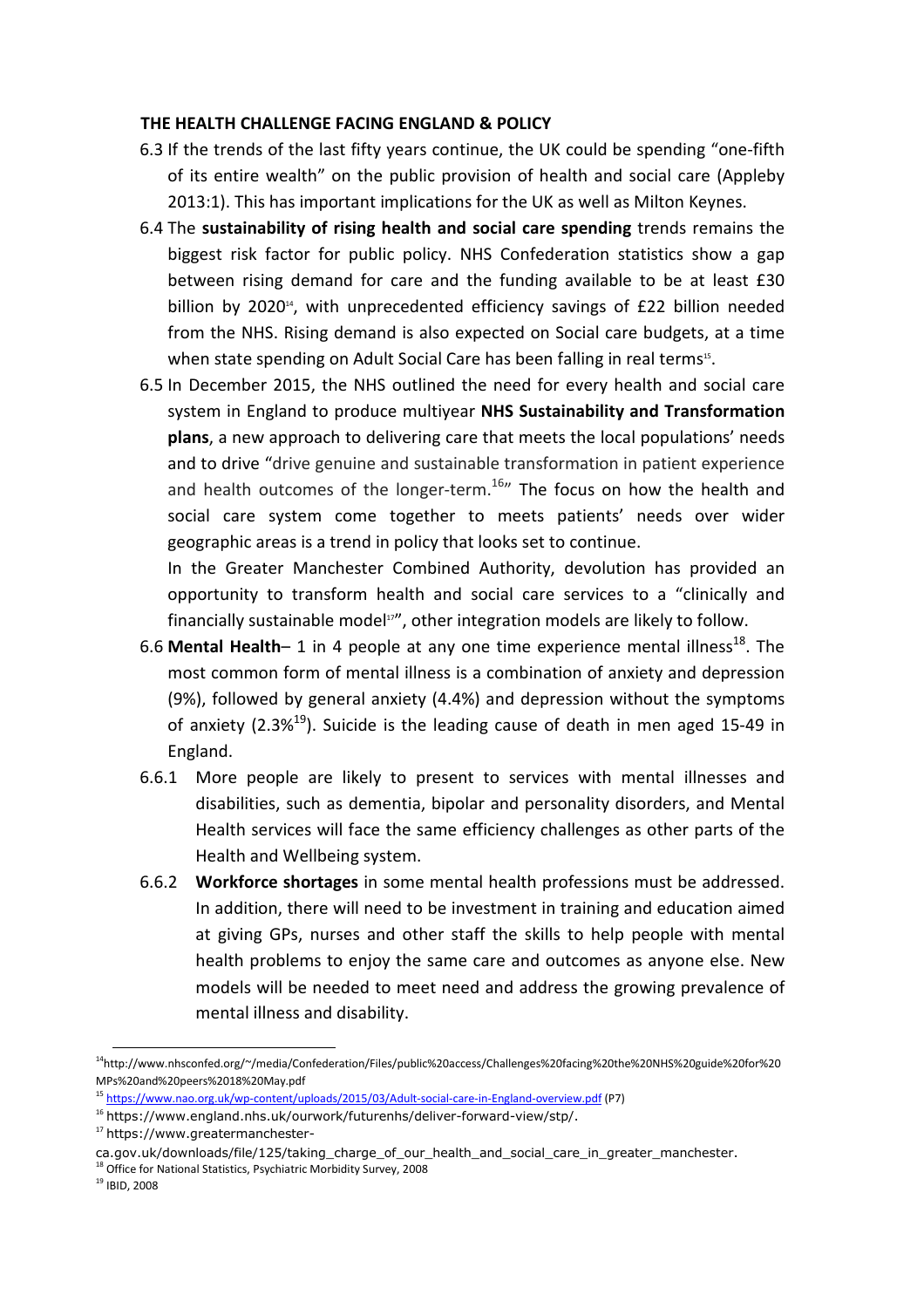## THE HEALTH CHALLENGE FACING ENGLAND & POLICY

6.3 If the trends of the last fifty years continue, the UK could be spending "one-fifth of its entire wealth" on the public provision of health and social care (Appleby 2013:1). This has important implications for the UK as well as Milton Keynes.

6.4 The **sustainability of rising health and social care spending** trends remains the biggest risk factor for public policy. NHS Confederation statistics show a gap between rising demand for care and the funding available to be at least £30 billion by 2020[14], with unprecedented efficiency savings of £22 billion needed from the NHS. Rising demand is also expected on Social care budgets, at a time when state spending on Adult Social Care has been falling in real terms[15].

6.5 In December 2015, the NHS outlined the need for every health and social care system in England to produce multiyear **NHS Sustainability and Transformation plans**, a new approach to delivering care that meets the local populations' needs and to drive "drive genuine and sustainable transformation in patient experience and health outcomes of the longer-term.[16]" The focus on how the health and social care system come together to meets patients' needs over wider geographic areas is a trend in policy that looks set to continue.

In the Greater Manchester Combined Authority, devolution has provided an opportunity to transform health and social care services to a "clinically and financially sustainable model[17]", other integration models are likely to follow.

6.6 **Mental Health**– 1 in 4 people at any one time experience mental illness[18]. The most common form of mental illness is a combination of anxiety and depression (9%), followed by general anxiety (4.4%) and depression without the symptoms of anxiety (2.3%[19]). Suicide is the leading cause of death in men aged 15-49 in England.

6.6.1 More people are likely to present to services with mental illnesses and disabilities, such as dementia, bipolar and personality disorders, and Mental Health services will face the same efficiency challenges as other parts of the Health and Wellbeing system.

6.6.2 **Workforce shortages** in some mental health professions must be addressed. In addition, there will need to be investment in training and education aimed at giving GPs, nurses and other staff the skills to help people with mental health problems to enjoy the same care and outcomes as anyone else. New models will be needed to meet need and address the growing prevalence of mental illness and disability.

---

[14] http://www.nhsconfed.org/~/media/Confederation/Files/public%20access/Challenges%20facing%20the%20NHS%20guide%20for%20MPs%20and%20peers%2018%20May.pdf

[15] https://www.nao.org.uk/wp-content/uploads/2015/03/Adult-social-care-in-England-overview.pdf (P7)

[16] https://www.england.nhs.uk/ourwork/futurenhs/deliver-forward-view/stp/.

[17] https://www.greatermanchester-ca.gov.uk/downloads/file/125/taking_charge_of_our_health_and_social_care_in_greater_manchester.

[18] Office for National Statistics, Psychiatric Morbidity Survey, 2008

[19] IBID, 2008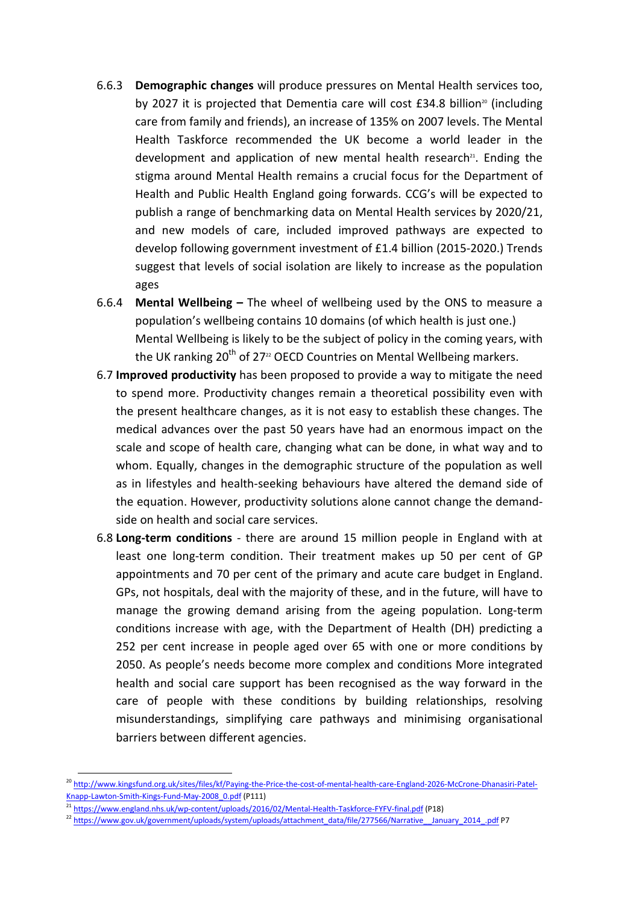6.6.3 **Demographic changes** will produce pressures on Mental Health services too, by 2027 it is projected that Dementia care will cost £34.8 billion[20] (including care from family and friends), an increase of 135% on 2007 levels. The Mental Health Taskforce recommended the UK become a world leader in the development and application of new mental health research[21]. Ending the stigma around Mental Health remains a crucial focus for the Department of Health and Public Health England going forwards. CCG's will be expected to publish a range of benchmarking data on Mental Health services by 2020/21, and new models of care, included improved pathways are expected to develop following government investment of £1.4 billion (2015-2020.) Trends suggest that levels of social isolation are likely to increase as the population ages

6.6.4 **Mental Wellbeing –** The wheel of wellbeing used by the ONS to measure a population's wellbeing contains 10 domains (of which health is just one.) Mental Wellbeing is likely to be the subject of policy in the coming years, with the UK ranking 20th of 27[22] OECD Countries on Mental Wellbeing markers.

6.7 **Improved productivity** has been proposed to provide a way to mitigate the need to spend more. Productivity changes remain a theoretical possibility even with the present healthcare changes, as it is not easy to establish these changes. The medical advances over the past 50 years have had an enormous impact on the scale and scope of health care, changing what can be done, in what way and to whom. Equally, changes in the demographic structure of the population as well as in lifestyles and health-seeking behaviours have altered the demand side of the equation. However, productivity solutions alone cannot change the demand-side on health and social care services.

6.8 **Long-term conditions** - there are around 15 million people in England with at least one long-term condition. Their treatment makes up 50 per cent of GP appointments and 70 per cent of the primary and acute care budget in England. GPs, not hospitals, deal with the majority of these, and in the future, will have to manage the growing demand arising from the ageing population. Long-term conditions increase with age, with the Department of Health (DH) predicting a 252 per cent increase in people aged over 65 with one or more conditions by 2050. As people's needs become more complex and conditions More integrated health and social care support has been recognised as the way forward in the care of people with these conditions by building relationships, resolving misunderstandings, simplifying care pathways and minimising organisational barriers between different agencies.

---

[20] http://www.kingsfund.org.uk/sites/files/kf/Paying-the-Price-the-cost-of-mental-health-care-England-2026-McCrone-Dhanasiri-Patel-Knapp-Lawton-Smith-Kings-Fund-May-2008_0.pdf (P111)

[21] https://www.england.nhs.uk/wp-content/uploads/2016/02/Mental-Health-Taskforce-FYFV-final.pdf (P18)

[22] https://www.gov.uk/government/uploads/system/uploads/attachment_data/file/277566/Narrative__January_2014_.pdf P7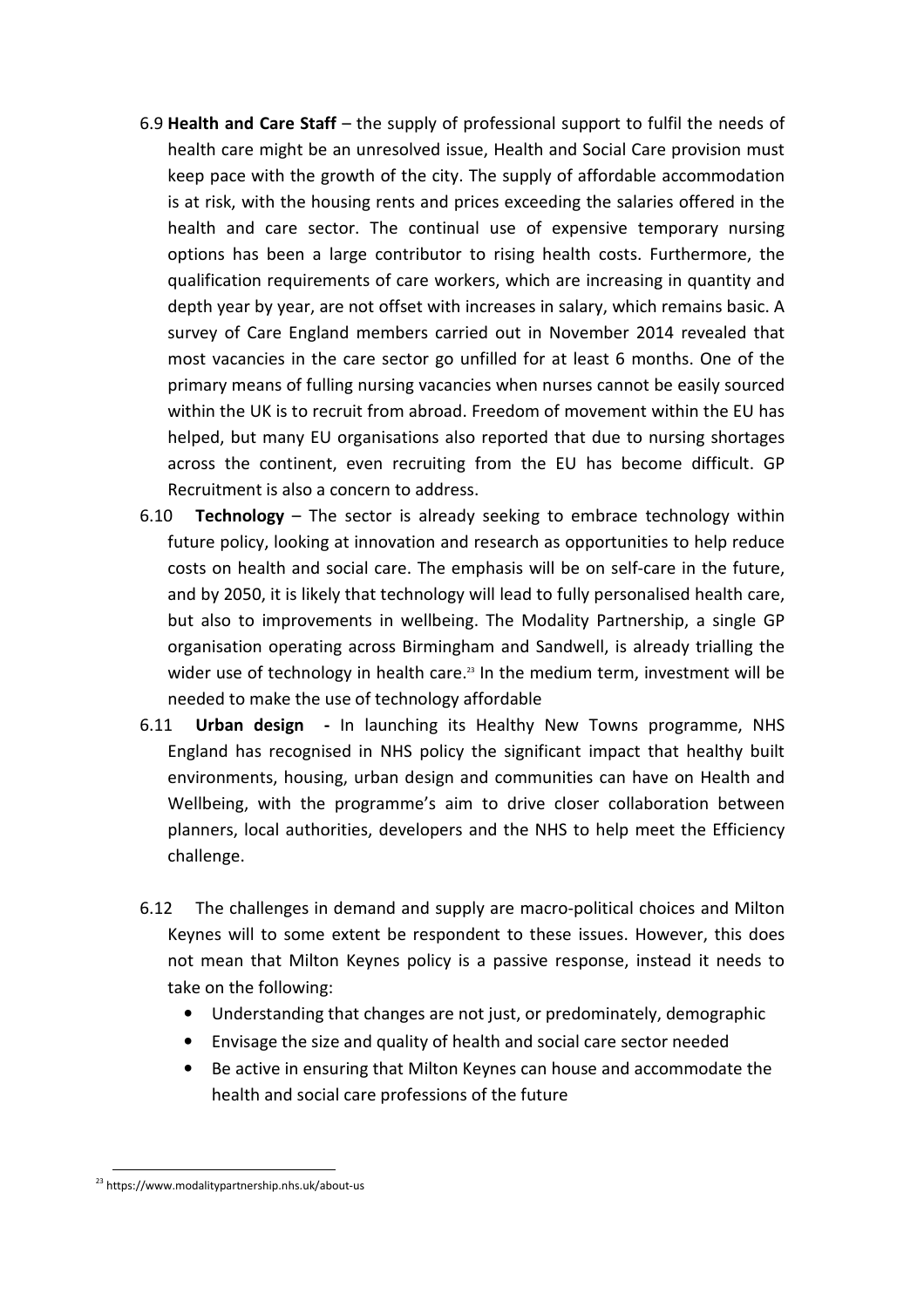6.9 **Health and Care Staff** – the supply of professional support to fulfil the needs of health care might be an unresolved issue, Health and Social Care provision must keep pace with the growth of the city. The supply of affordable accommodation is at risk, with the housing rents and prices exceeding the salaries offered in the health and care sector. The continual use of expensive temporary nursing options has been a large contributor to rising health costs. Furthermore, the qualification requirements of care workers, which are increasing in quantity and depth year by year, are not offset with increases in salary, which remains basic. A survey of Care England members carried out in November 2014 revealed that most vacancies in the care sector go unfilled for at least 6 months. One of the primary means of fulling nursing vacancies when nurses cannot be easily sourced within the UK is to recruit from abroad. Freedom of movement within the EU has helped, but many EU organisations also reported that due to nursing shortages across the continent, even recruiting from the EU has become difficult. GP Recruitment is also a concern to address.

6.10 **Technology** – The sector is already seeking to embrace technology within future policy, looking at innovation and research as opportunities to help reduce costs on health and social care. The emphasis will be on self-care in the future, and by 2050, it is likely that technology will lead to fully personalised health care, but also to improvements in wellbeing. The Modality Partnership, a single GP organisation operating across Birmingham and Sandwell, is already trialling the wider use of technology in health care.[23] In the medium term, investment will be needed to make the use of technology affordable

6.11 **Urban design -** In launching its Healthy New Towns programme, NHS England has recognised in NHS policy the significant impact that healthy built environments, housing, urban design and communities can have on Health and Wellbeing, with the programme's aim to drive closer collaboration between planners, local authorities, developers and the NHS to help meet the Efficiency challenge.

6.12 The challenges in demand and supply are macro-political choices and Milton Keynes will to some extent be respondent to these issues. However, this does not mean that Milton Keynes policy is a passive response, instead it needs to take on the following:

- Understanding that changes are not just, or predominately, demographic
- Envisage the size and quality of health and social care sector needed
- Be active in ensuring that Milton Keynes can house and accommodate the health and social care professions of the future

[23] https://www.modalitypartnership.nhs.uk/about-us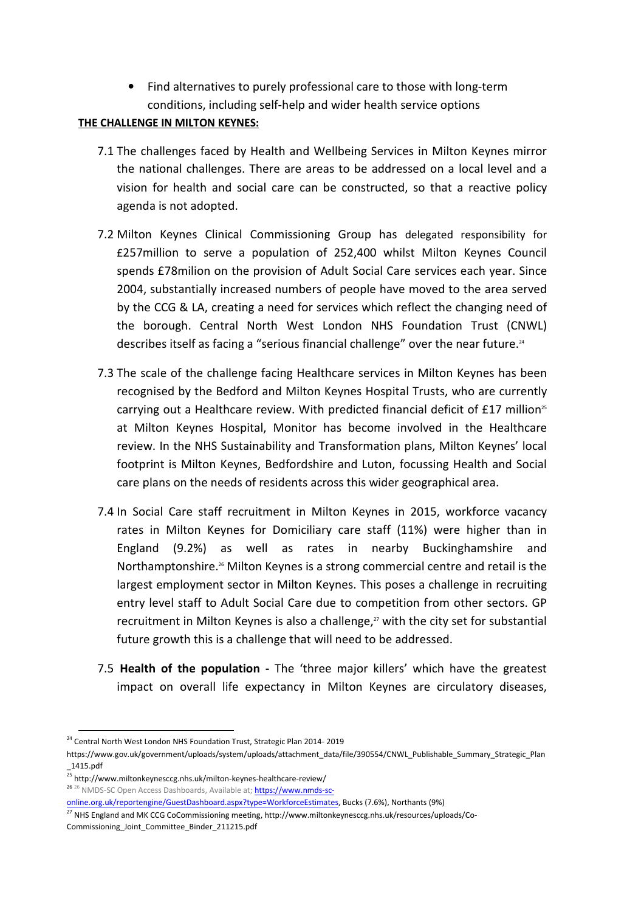- Find alternatives to purely professional care to those with long-term conditions, including self-help and wider health service options

**THE CHALLENGE IN MILTON KEYNES:**

7.1 The challenges faced by Health and Wellbeing Services in Milton Keynes mirror the national challenges. There are areas to be addressed on a local level and a vision for health and social care can be constructed, so that a reactive policy agenda is not adopted.

7.2 Milton Keynes Clinical Commissioning Group has delegated responsibility for £257million to serve a population of 252,400 whilst Milton Keynes Council spends £78milion on the provision of Adult Social Care services each year. Since 2004, substantially increased numbers of people have moved to the area served by the CCG & LA, creating a need for services which reflect the changing need of the borough. Central North West London NHS Foundation Trust (CNWL) describes itself as facing a "serious financial challenge" over the near future.[24]

7.3 The scale of the challenge facing Healthcare services in Milton Keynes has been recognised by the Bedford and Milton Keynes Hospital Trusts, who are currently carrying out a Healthcare review. With predicted financial deficit of £17 million[25] at Milton Keynes Hospital, Monitor has become involved in the Healthcare review. In the NHS Sustainability and Transformation plans, Milton Keynes' local footprint is Milton Keynes, Bedfordshire and Luton, focussing Health and Social care plans on the needs of residents across this wider geographical area.

7.4 In Social Care staff recruitment in Milton Keynes in 2015, workforce vacancy rates in Milton Keynes for Domiciliary care staff (11%) were higher than in England (9.2%) as well as rates in nearby Buckinghamshire and Northamptonshire.[26] Milton Keynes is a strong commercial centre and retail is the largest employment sector in Milton Keynes. This poses a challenge in recruiting entry level staff to Adult Social Care due to competition from other sectors. GP recruitment in Milton Keynes is also a challenge,[27] with the city set for substantial future growth this is a challenge that will need to be addressed.

7.5 **Health of the population -** The 'three major killers' which have the greatest impact on overall life expectancy in Milton Keynes are circulatory diseases,

---

[24] Central North West London NHS Foundation Trust, Strategic Plan 2014- 2019 https://www.gov.uk/government/uploads/system/uploads/attachment_data/file/390554/CNWL_Publishable_Summary_Strategic_Plan_1415.pdf

[25] http://www.miltonkeynesccg.nhs.uk/milton-keynes-healthcare-review/

[26] NMDS-SC Open Access Dashboards, Available at; https://www.nmds-sc-online.org.uk/reportengine/GuestDashboard.aspx?type=WorkforceEstimates, Bucks (7.6%), Northants (9%)

[27] NHS England and MK CCG CoCommissioning meeting, http://www.miltonkeynesccg.nhs.uk/resources/uploads/Co-Commissioning_Joint_Committee_Binder_211215.pdf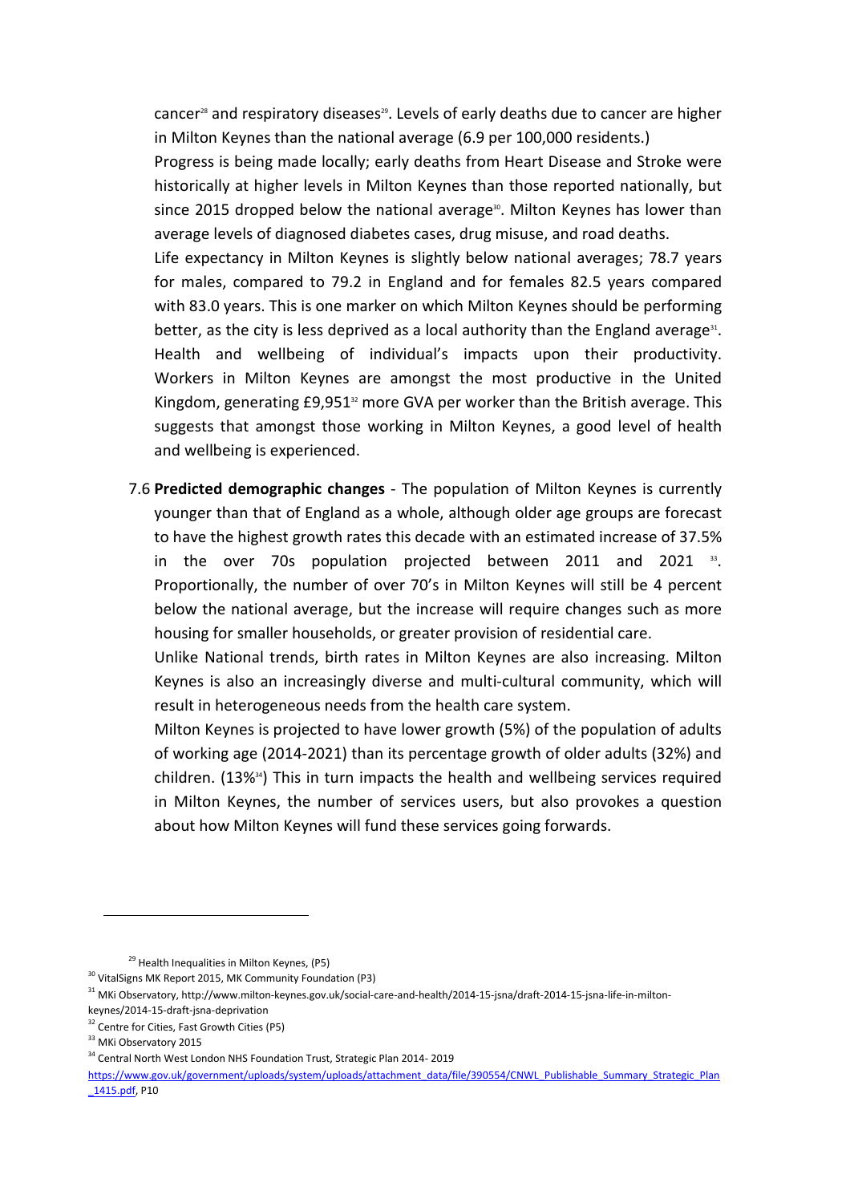cancer[28] and respiratory diseases[29]. Levels of early deaths due to cancer are higher in Milton Keynes than the national average (6.9 per 100,000 residents.)

Progress is being made locally; early deaths from Heart Disease and Stroke were historically at higher levels in Milton Keynes than those reported nationally, but since 2015 dropped below the national average[30]. Milton Keynes has lower than average levels of diagnosed diabetes cases, drug misuse, and road deaths.

Life expectancy in Milton Keynes is slightly below national averages; 78.7 years for males, compared to 79.2 in England and for females 82.5 years compared with 83.0 years. This is one marker on which Milton Keynes should be performing better, as the city is less deprived as a local authority than the England average[31]. Health and wellbeing of individual's impacts upon their productivity. Workers in Milton Keynes are amongst the most productive in the United Kingdom, generating £9,951[32] more GVA per worker than the British average. This suggests that amongst those working in Milton Keynes, a good level of health and wellbeing is experienced.

7.6 **Predicted demographic changes** - The population of Milton Keynes is currently younger than that of England as a whole, although older age groups are forecast to have the highest growth rates this decade with an estimated increase of 37.5% in the over 70s population projected between 2011 and 2021 [33]. Proportionally, the number of over 70's in Milton Keynes will still be 4 percent below the national average, but the increase will require changes such as more housing for smaller households, or greater provision of residential care.

Unlike National trends, birth rates in Milton Keynes are also increasing. Milton Keynes is also an increasingly diverse and multi-cultural community, which will result in heterogeneous needs from the health care system.

Milton Keynes is projected to have lower growth (5%) of the population of adults of working age (2014-2021) than its percentage growth of older adults (32%) and children. (13%[34]) This in turn impacts the health and wellbeing services required in Milton Keynes, the number of services users, but also provokes a question about how Milton Keynes will fund these services going forwards.

---

[29] Health Inequalities in Milton Keynes, (P5)

[30] VitalSigns MK Report 2015, MK Community Foundation (P3)

[31] MKi Observatory, http://www.milton-keynes.gov.uk/social-care-and-health/2014-15-jsna/draft-2014-15-jsna-life-in-milton-keynes/2014-15-draft-jsna-deprivation

[32] Centre for Cities, Fast Growth Cities (P5)

[33] MKi Observatory 2015

[34] Central North West London NHS Foundation Trust, Strategic Plan 2014- 2019 https://www.gov.uk/government/uploads/system/uploads/attachment_data/file/390554/CNWL_Publishable_Summary_Strategic_Plan_1415.pdf, P10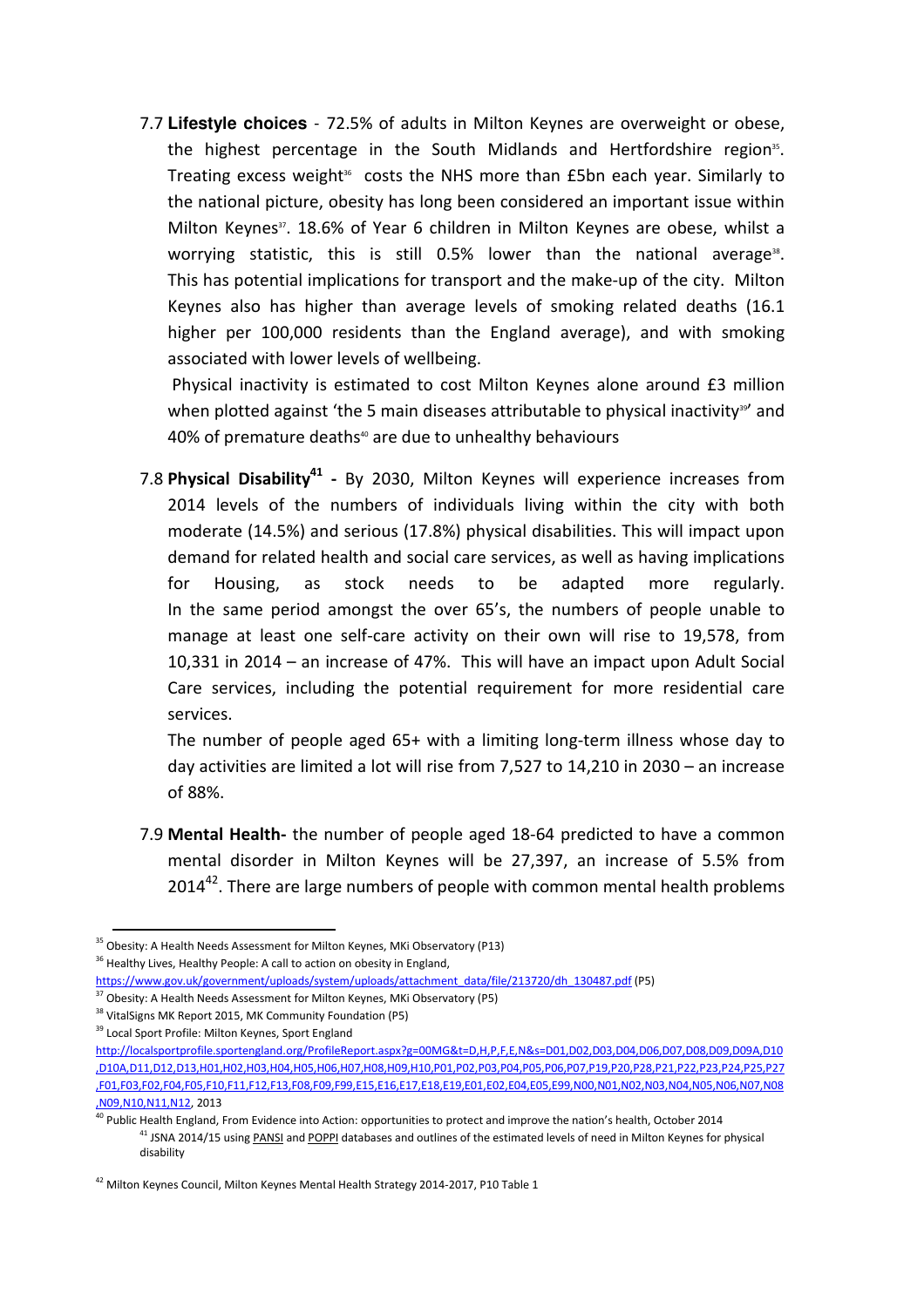7.7 **Lifestyle choices** - 72.5% of adults in Milton Keynes are overweight or obese, the highest percentage in the South Midlands and Hertfordshire region[35]. Treating excess weight[36] costs the NHS more than £5bn each year. Similarly to the national picture, obesity has long been considered an important issue within Milton Keynes[37]. 18.6% of Year 6 children in Milton Keynes are obese, whilst a worrying statistic, this is still 0.5% lower than the national average[38]. This has potential implications for transport and the make-up of the city. Milton Keynes also has higher than average levels of smoking related deaths (16.1 higher per 100,000 residents than the England average), and with smoking associated with lower levels of wellbeing.

Physical inactivity is estimated to cost Milton Keynes alone around £3 million when plotted against 'the 5 main diseases attributable to physical inactivity[39]' and 40% of premature deaths[40] are due to unhealthy behaviours

7.8 **Physical Disability[41] -** By 2030, Milton Keynes will experience increases from 2014 levels of the numbers of individuals living within the city with both moderate (14.5%) and serious (17.8%) physical disabilities. This will impact upon demand for related health and social care services, as well as having implications for Housing, as stock needs to be adapted more regularly. In the same period amongst the over 65's, the numbers of people unable to manage at least one self-care activity on their own will rise to 19,578, from 10,331 in 2014 – an increase of 47%. This will have an impact upon Adult Social Care services, including the potential requirement for more residential care services.

The number of people aged 65+ with a limiting long-term illness whose day to day activities are limited a lot will rise from 7,527 to 14,210 in 2030 – an increase of 88%.

7.9 **Mental Health-** the number of people aged 18-64 predicted to have a common mental disorder in Milton Keynes will be 27,397, an increase of 5.5% from 2014[42]. There are large numbers of people with common mental health problems

---

[35] Obesity: A Health Needs Assessment for Milton Keynes, MKi Observatory (P13)

[36] Healthy Lives, Healthy People: A call to action on obesity in England, https://www.gov.uk/government/uploads/system/uploads/attachment_data/file/213720/dh_130487.pdf (P5)

[37] Obesity: A Health Needs Assessment for Milton Keynes, MKi Observatory (P5)

[38] VitalSigns MK Report 2015, MK Community Foundation (P5)

[39] Local Sport Profile: Milton Keynes, Sport England http://localsportprofile.sportengland.org/ProfileReport.aspx?g=00MG&t=D,H,P,F,E,N&s=D01,D02,D03,D04,D06,D07,D08,D09,D09A,D10,D10A,D11,D12,D13,H01,H02,H03,H04,H05,H06,H07,H08,H09,H10,P01,P02,P03,P04,P05,P06,P07,P19,P20,P28,P21,P22,P23,P24,P25,P27,F01,F03,F02,F04,F05,F10,F11,F12,F13,F08,F09,F99,E15,E16,E17,E18,E19,E01,E02,E04,E05,E99,N00,N01,N02,N03,N04,N05,N06,N07,N08,N09,N10,N11,N12, 2013

[40] Public Health England, From Evidence into Action: opportunities to protect and improve the nation's health, October 2014

[41] JSNA 2014/15 using PANSI and POPPI databases and outlines of the estimated levels of need in Milton Keynes for physical disability

[42] Milton Keynes Council, Milton Keynes Mental Health Strategy 2014-2017, P10 Table 1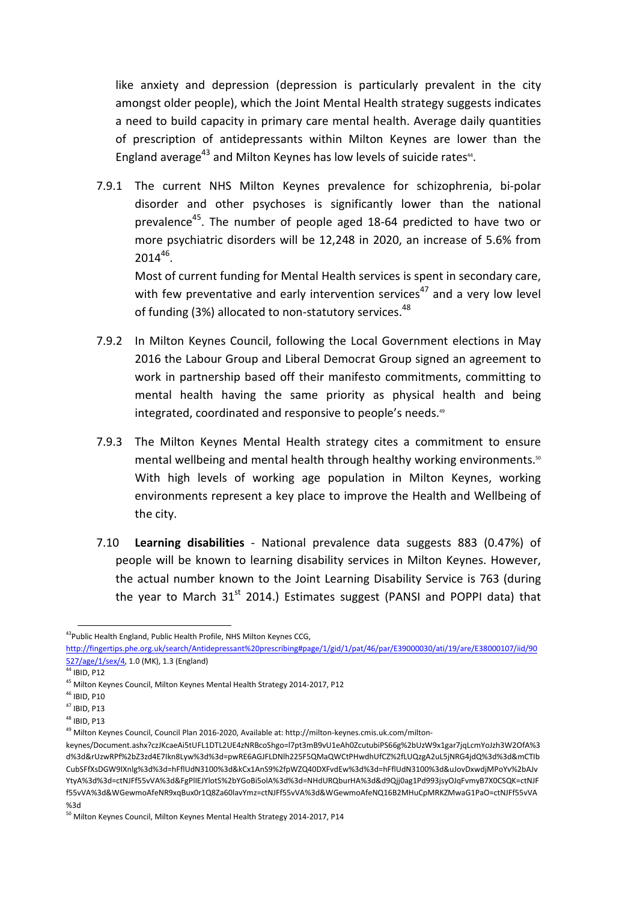like anxiety and depression (depression is particularly prevalent in the city amongst older people), which the Joint Mental Health strategy suggests indicates a need to build capacity in primary care mental health. Average daily quantities of prescription of antidepressants within Milton Keynes are lower than the England average[43] and Milton Keynes has low levels of suicide rates[44].

7.9.1 The current NHS Milton Keynes prevalence for schizophrenia, bi-polar disorder and other psychoses is significantly lower than the national prevalence[45]. The number of people aged 18-64 predicted to have two or more psychiatric disorders will be 12,248 in 2020, an increase of 5.6% from 2014[46].

Most of current funding for Mental Health services is spent in secondary care, with few preventative and early intervention services[47] and a very low level of funding (3%) allocated to non-statutory services.[48]

7.9.2 In Milton Keynes Council, following the Local Government elections in May 2016 the Labour Group and Liberal Democrat Group signed an agreement to work in partnership based off their manifesto commitments, committing to mental health having the same priority as physical health and being integrated, coordinated and responsive to people's needs.[49]

7.9.3 The Milton Keynes Mental Health strategy cites a commitment to ensure mental wellbeing and mental health through healthy working environments.[50] With high levels of working age population in Milton Keynes, working environments represent a key place to improve the Health and Wellbeing of the city.

7.10 **Learning disabilities** - National prevalence data suggests 883 (0.47%) of people will be known to learning disability services in Milton Keynes. However, the actual number known to the Joint Learning Disability Service is 763 (during the year to March 31st 2014.) Estimates suggest (PANSI and POPPI data) that

---

[43] Public Health England, Public Health Profile, NHS Milton Keynes CCG, http://fingertips.phe.org.uk/search/Antidepressant%20prescribing#page/1/gid/1/pat/46/par/E39000030/ati/19/are/E38000107/iid/90527/age/1/sex/4, 1.0 (MK), 1.3 (England)

[44] IBID, P12

[45] Milton Keynes Council, Milton Keynes Mental Health Strategy 2014-2017, P12

[46] IBID, P10

[47] IBID, P13

[48] IBID, P13

[49] Milton Keynes Council, Council Plan 2016-2020, Available at: http://milton-keynes.cmis.uk.com/milton-keynes/Document.ashx?czJKcaeAi5tUFL1DTL2UE4zNRBcoShgo=l7pt3mB9vU1eAh0ZcutubiPS66g%2bUzW9x1gar7jqLcmYoJzh3W2OfA%3d%3d&rUzwRPf%2bZ3zd4E7Ikn8Lyw%3d%3d=pwRE6AGJFLDNlh225F5QMaQWCtPHwdhUfCZ%2fLUQzgA2uL5jNRG4jdQ%3d%3d&mCTIbCubSFfXsDGW9IXnlg%3d%3d=hFflUdN3100%3d&kCx1AnS9%2fpWZQ40DXFvdEw%3d%3d=hFflUdN3100%3d&uJovDxwdjMPoYv%2bAJvYtyA%3d%3d=ctNJFf55vVA%3d&FgPlIEJYlotS%2bYGoBi5olA%3d%3d=NHdURQburHA%3d&d9Qjj0ag1Pd993jsyOJqFvmyB7X0CSQK=ctNJFf55vVA%3d&WGewmoAfeNR9xqBux0r1Q8Za60lavYmz=ctNJFf55vVA%3d&WGewmoAfeNQ16B2MHuCpMRKZMwaG1PaO=ctNJFf55vVA%3d

[50] Milton Keynes Council, Milton Keynes Mental Health Strategy 2014-2017, P14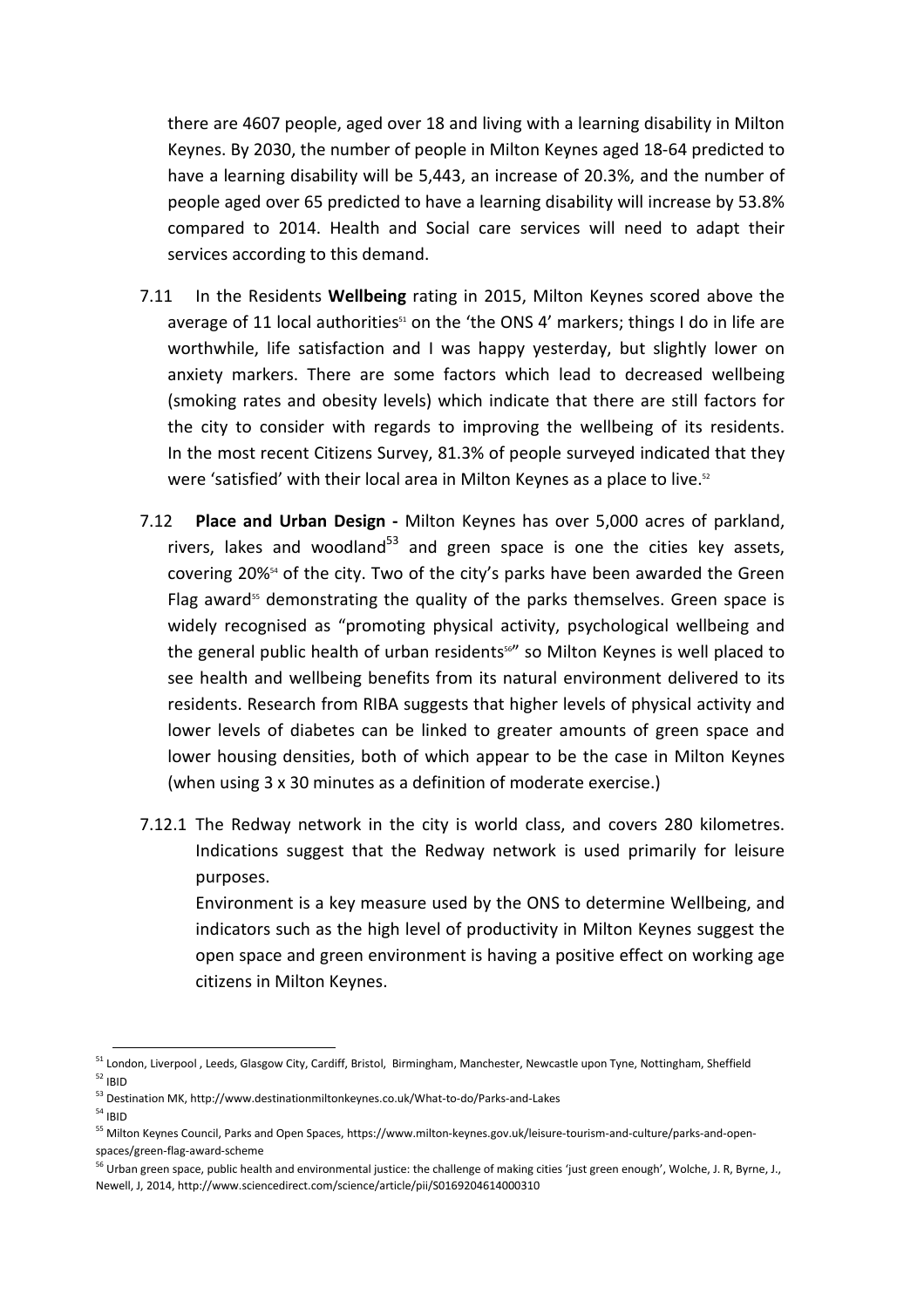there are 4607 people, aged over 18 and living with a learning disability in Milton Keynes. By 2030, the number of people in Milton Keynes aged 18-64 predicted to have a learning disability will be 5,443, an increase of 20.3%, and the number of people aged over 65 predicted to have a learning disability will increase by 53.8% compared to 2014. Health and Social care services will need to adapt their services according to this demand.

7.11 In the Residents **Wellbeing** rating in 2015, Milton Keynes scored above the average of 11 local authorities[51] on the 'the ONS 4' markers; things I do in life are worthwhile, life satisfaction and I was happy yesterday, but slightly lower on anxiety markers. There are some factors which lead to decreased wellbeing (smoking rates and obesity levels) which indicate that there are still factors for the city to consider with regards to improving the wellbeing of its residents. In the most recent Citizens Survey, 81.3% of people surveyed indicated that they were 'satisfied' with their local area in Milton Keynes as a place to live.[52]

7.12 **Place and Urban Design -** Milton Keynes has over 5,000 acres of parkland, rivers, lakes and woodland[53] and green space is one the cities key assets, covering 20%[54] of the city. Two of the city's parks have been awarded the Green Flag award[55] demonstrating the quality of the parks themselves. Green space is widely recognised as "promoting physical activity, psychological wellbeing and the general public health of urban residents[56]" so Milton Keynes is well placed to see health and wellbeing benefits from its natural environment delivered to its residents. Research from RIBA suggests that higher levels of physical activity and lower levels of diabetes can be linked to greater amounts of green space and lower housing densities, both of which appear to be the case in Milton Keynes (when using 3 x 30 minutes as a definition of moderate exercise.)

7.12.1 The Redway network in the city is world class, and covers 280 kilometres. Indications suggest that the Redway network is used primarily for leisure purposes.

Environment is a key measure used by the ONS to determine Wellbeing, and indicators such as the high level of productivity in Milton Keynes suggest the open space and green environment is having a positive effect on working age citizens in Milton Keynes.

---

[51] London, Liverpool , Leeds, Glasgow City, Cardiff, Bristol, Birmingham, Manchester, Newcastle upon Tyne, Nottingham, Sheffield

[52] IBID

[53] Destination MK, http://www.destinationmiltonkeynes.co.uk/What-to-do/Parks-and-Lakes

[54] IBID

[55] Milton Keynes Council, Parks and Open Spaces, https://www.milton-keynes.gov.uk/leisure-tourism-and-culture/parks-and-open-spaces/green-flag-award-scheme

[56] Urban green space, public health and environmental justice: the challenge of making cities 'just green enough', Wolche, J. R, Byrne, J., Newell, J, 2014, http://www.sciencedirect.com/science/article/pii/S0169204614000310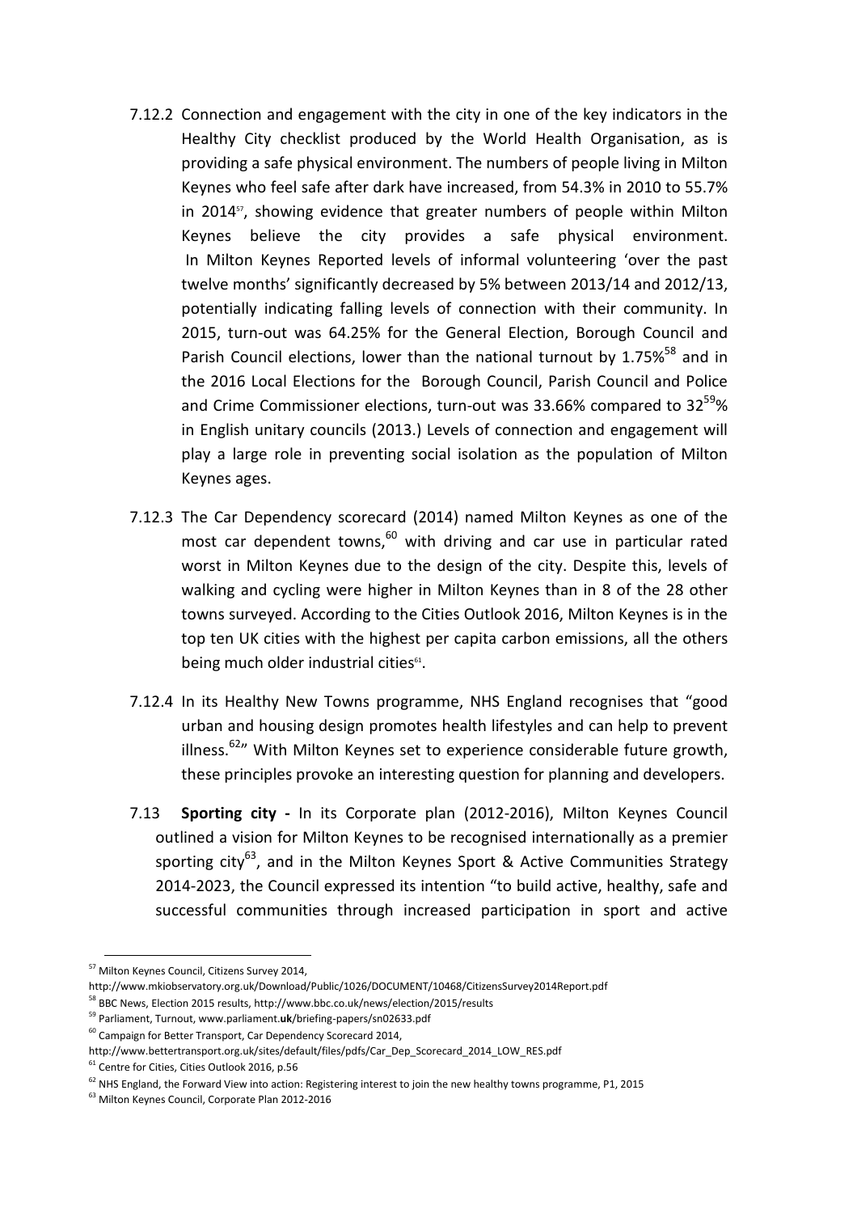7.12.2 Connection and engagement with the city in one of the key indicators in the Healthy City checklist produced by the World Health Organisation, as is providing a safe physical environment. The numbers of people living in Milton Keynes who feel safe after dark have increased, from 54.3% in 2010 to 55.7% in 2014[57], showing evidence that greater numbers of people within Milton Keynes believe the city provides a safe physical environment. In Milton Keynes Reported levels of informal volunteering 'over the past twelve months' significantly decreased by 5% between 2013/14 and 2012/13, potentially indicating falling levels of connection with their community. In 2015, turn-out was 64.25% for the General Election, Borough Council and Parish Council elections, lower than the national turnout by 1.75%[58] and in the 2016 Local Elections for the Borough Council, Parish Council and Police and Crime Commissioner elections, turn-out was 33.66% compared to 32[59]% in English unitary councils (2013.) Levels of connection and engagement will play a large role in preventing social isolation as the population of Milton Keynes ages.

7.12.3 The Car Dependency scorecard (2014) named Milton Keynes as one of the most car dependent towns,[60] with driving and car use in particular rated worst in Milton Keynes due to the design of the city. Despite this, levels of walking and cycling were higher in Milton Keynes than in 8 of the 28 other towns surveyed. According to the Cities Outlook 2016, Milton Keynes is in the top ten UK cities with the highest per capita carbon emissions, all the others being much older industrial cities[61].

7.12.4 In its Healthy New Towns programme, NHS England recognises that "good urban and housing design promotes health lifestyles and can help to prevent illness.[62]" With Milton Keynes set to experience considerable future growth, these principles provoke an interesting question for planning and developers.

7.13 **Sporting city -** In its Corporate plan (2012-2016), Milton Keynes Council outlined a vision for Milton Keynes to be recognised internationally as a premier sporting city[63], and in the Milton Keynes Sport & Active Communities Strategy 2014-2023, the Council expressed its intention "to build active, healthy, safe and successful communities through increased participation in sport and active

---

[57] Milton Keynes Council, Citizens Survey 2014, http://www.mkiobservatory.org.uk/Download/Public/1026/DOCUMENT/10468/CitizensSurvey2014Report.pdf

[58] BBC News, Election 2015 results, http://www.bbc.co.uk/news/election/2015/results

[59] Parliament, Turnout, www.parliament.**uk**/briefing-papers/sn02633.pdf

[60] Campaign for Better Transport, Car Dependency Scorecard 2014, http://www.bettertransport.org.uk/sites/default/files/pdfs/Car_Dep_Scorecard_2014_LOW_RES.pdf

[61] Centre for Cities, Cities Outlook 2016, p.56

[62] NHS England, the Forward View into action: Registering interest to join the new healthy towns programme, P1, 2015

[63] Milton Keynes Council, Corporate Plan 2012-2016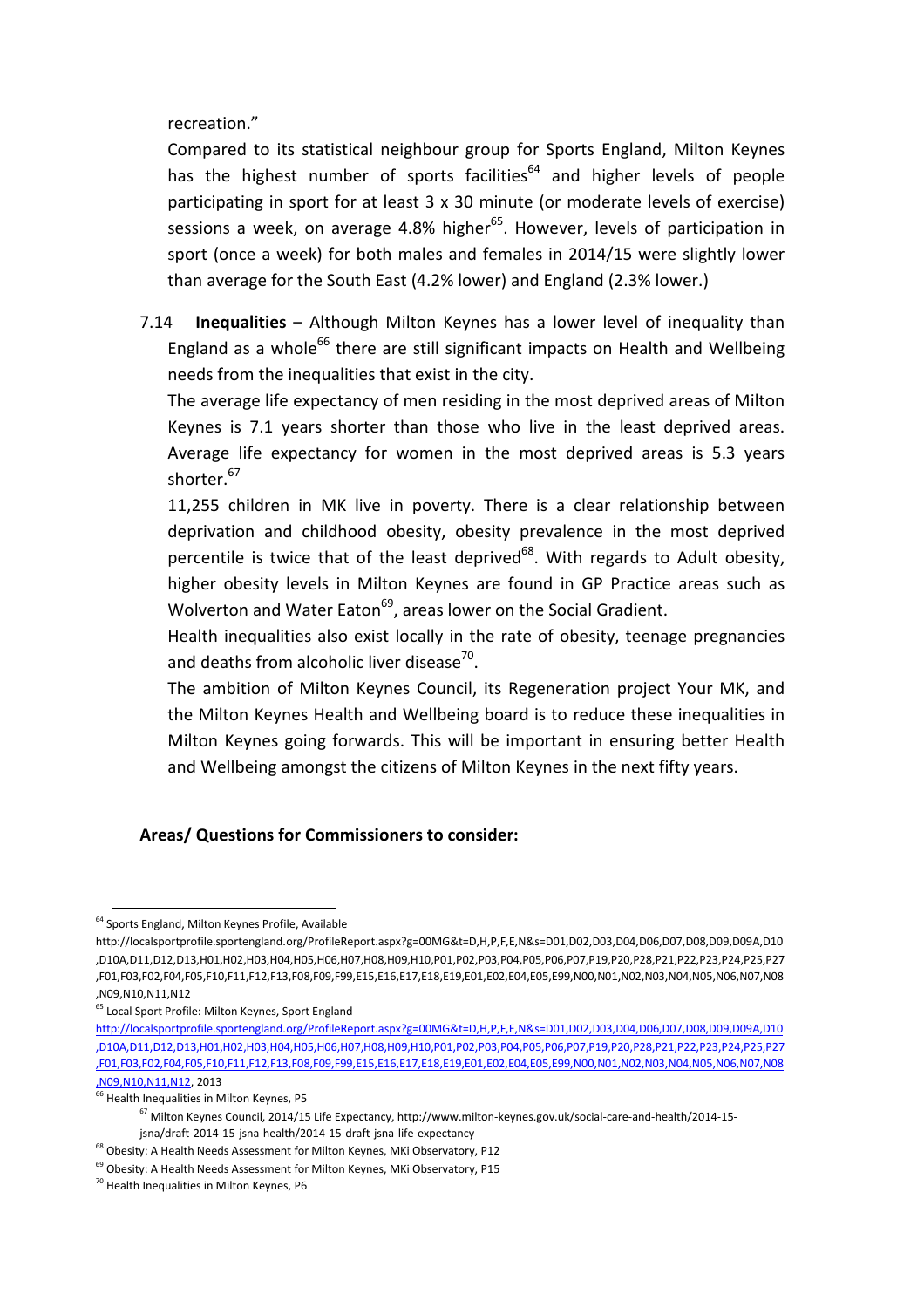recreation."

Compared to its statistical neighbour group for Sports England, Milton Keynes has the highest number of sports facilities[64] and higher levels of people participating in sport for at least 3 x 30 minute (or moderate levels of exercise) sessions a week, on average 4.8% higher[65]. However, levels of participation in sport (once a week) for both males and females in 2014/15 were slightly lower than average for the South East (4.2% lower) and England (2.3% lower.)

7.14 **Inequalities** – Although Milton Keynes has a lower level of inequality than England as a whole[66] there are still significant impacts on Health and Wellbeing needs from the inequalities that exist in the city.

The average life expectancy of men residing in the most deprived areas of Milton Keynes is 7.1 years shorter than those who live in the least deprived areas. Average life expectancy for women in the most deprived areas is 5.3 years shorter.[67]

11,255 children in MK live in poverty. There is a clear relationship between deprivation and childhood obesity, obesity prevalence in the most deprived percentile is twice that of the least deprived[68]. With regards to Adult obesity, higher obesity levels in Milton Keynes are found in GP Practice areas such as Wolverton and Water Eaton[69], areas lower on the Social Gradient.

Health inequalities also exist locally in the rate of obesity, teenage pregnancies and deaths from alcoholic liver disease[70].

The ambition of Milton Keynes Council, its Regeneration project Your MK, and the Milton Keynes Health and Wellbeing board is to reduce these inequalities in Milton Keynes going forwards. This will be important in ensuring better Health and Wellbeing amongst the citizens of Milton Keynes in the next fifty years.

**Areas/ Questions for Commissioners to consider:**

---

[64] Sports England, Milton Keynes Profile, Available http://localsportprofile.sportengland.org/ProfileReport.aspx?g=00MG&t=D,H,P,F,E,N&s=D01,D02,D03,D04,D06,D07,D08,D09,D09A,D10,D10A,D11,D12,D13,H01,H02,H03,H04,H05,H06,H07,H08,H09,H10,P01,P02,P03,P04,P05,P06,P07,P19,P20,P28,P21,P22,P23,P24,P25,P27,F01,F03,F02,F04,F05,F10,F11,F12,F13,F08,F09,F99,E15,E16,E17,E18,E19,E01,E02,E04,E05,E99,N00,N01,N02,N03,N04,N05,N06,N07,N08,N09,N10,N11,N12

[65] Local Sport Profile: Milton Keynes, Sport England http://localsportprofile.sportengland.org/ProfileReport.aspx?g=00MG&t=D,H,P,F,E,N&s=D01,D02,D03,D04,D06,D07,D08,D09,D09A,D10,D10A,D11,D12,D13,H01,H02,H03,H04,H05,H06,H07,H08,H09,H10,P01,P02,P03,P04,P05,P06,P07,P19,P20,P28,P21,P22,P23,P24,P25,P27,F01,F03,F02,F04,F05,F10,F11,F12,F13,F08,F09,F99,E15,E16,E17,E18,E19,E01,E02,E04,E05,E99,N00,N01,N02,N03,N04,N05,N06,N07,N08,N09,N10,N11,N12, 2013

[66] Health Inequalities in Milton Keynes, P5

[67] Milton Keynes Council, 2014/15 Life Expectancy, http://www.milton-keynes.gov.uk/social-care-and-health/2014-15-jsna/draft-2014-15-jsna-health/2014-15-draft-jsna-life-expectancy

[68] Obesity: A Health Needs Assessment for Milton Keynes, MKi Observatory, P12

[69] Obesity: A Health Needs Assessment for Milton Keynes, MKi Observatory, P15

[70] Health Inequalities in Milton Keynes, P6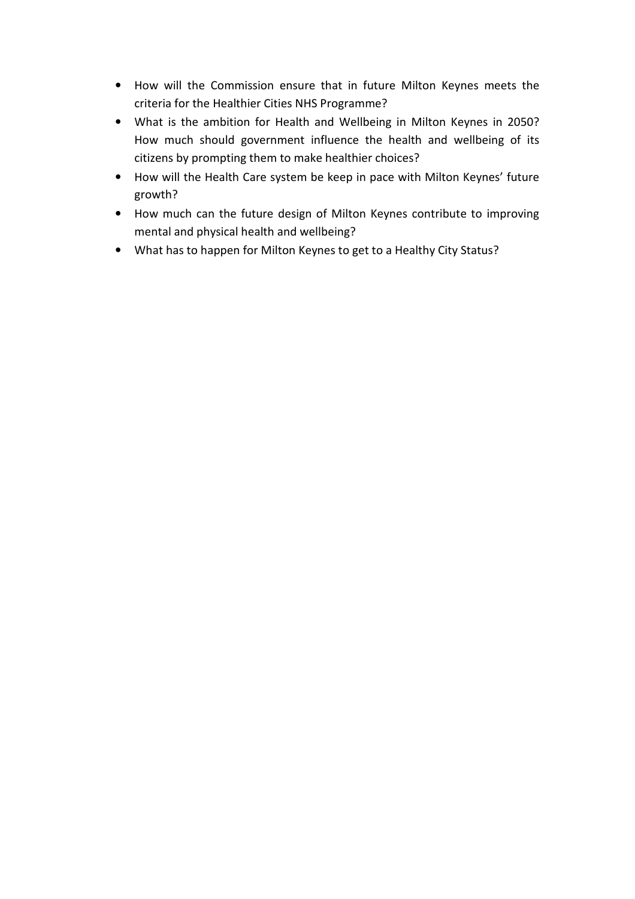- How will the Commission ensure that in future Milton Keynes meets the criteria for the Healthier Cities NHS Programme?
- What is the ambition for Health and Wellbeing in Milton Keynes in 2050? How much should government influence the health and wellbeing of its citizens by prompting them to make healthier choices?
- How will the Health Care system be keep in pace with Milton Keynes' future growth?
- How much can the future design of Milton Keynes contribute to improving mental and physical health and wellbeing?
- What has to happen for Milton Keynes to get to a Healthy City Status?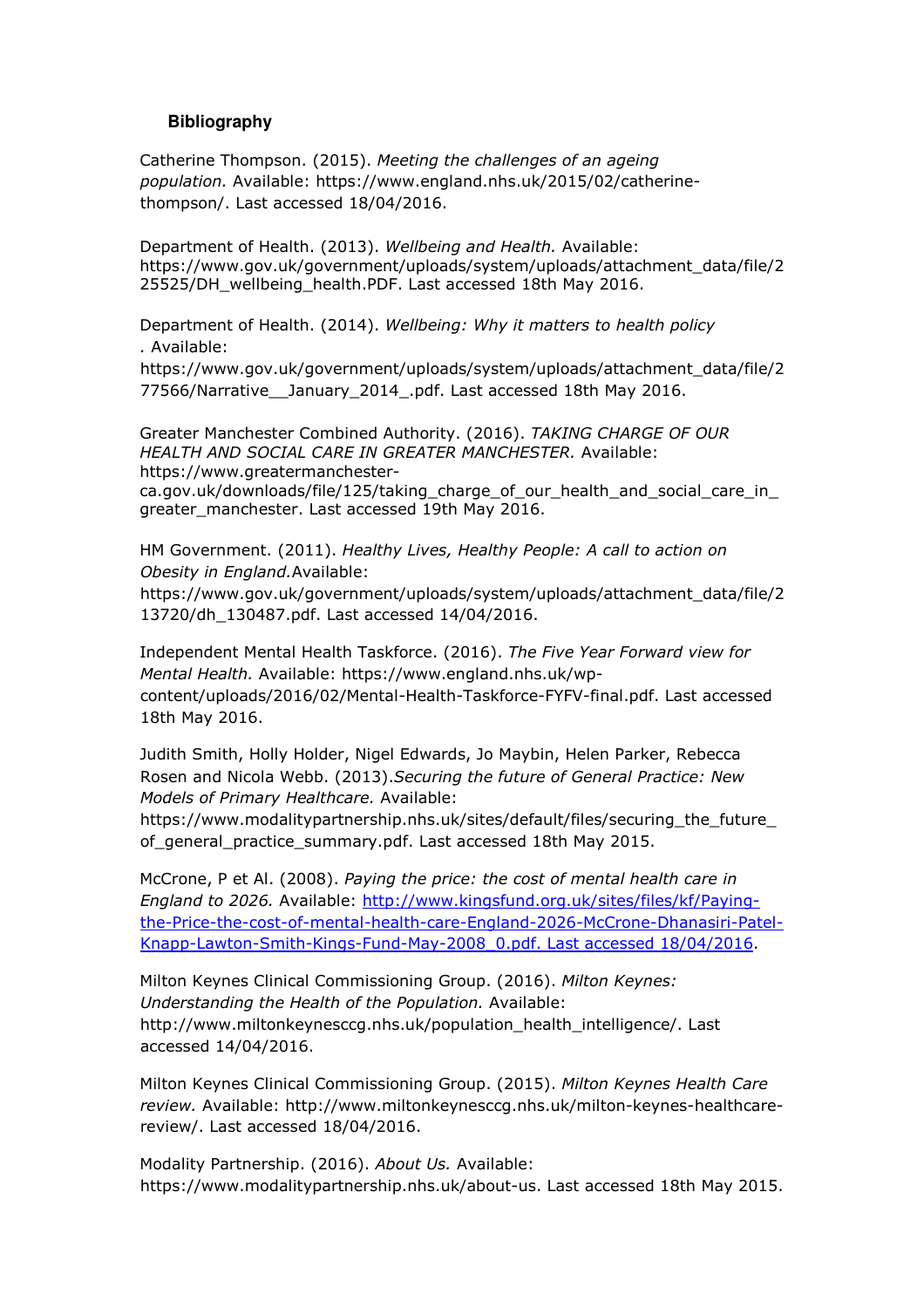## Bibliography

Catherine Thompson. (2015). *Meeting the challenges of an ageing population.* Available: https://www.england.nhs.uk/2015/02/catherine-thompson/. Last accessed 18/04/2016.

Department of Health. (2013). *Wellbeing and Health.* Available: https://www.gov.uk/government/uploads/system/uploads/attachment_data/file/225525/DH_wellbeing_health.PDF. Last accessed 18th May 2016.

Department of Health. (2014). *Wellbeing: Why it matters to health policy*. Available: https://www.gov.uk/government/uploads/system/uploads/attachment_data/file/277566/Narrative__January_2014_.pdf. Last accessed 18th May 2016.

Greater Manchester Combined Authority. (2016). *TAKING CHARGE OF OUR HEALTH AND SOCIAL CARE IN GREATER MANCHESTER.* Available: https://www.greatermanchester-ca.gov.uk/downloads/file/125/taking_charge_of_our_health_and_social_care_in_greater_manchester. Last accessed 19th May 2016.

HM Government. (2011). *Healthy Lives, Healthy People: A call to action on Obesity in England.* Available: https://www.gov.uk/government/uploads/system/uploads/attachment_data/file/213720/dh_130487.pdf. Last accessed 14/04/2016.

Independent Mental Health Taskforce. (2016). *The Five Year Forward view for Mental Health.* Available: https://www.england.nhs.uk/wp-content/uploads/2016/02/Mental-Health-Taskforce-FYFV-final.pdf. Last accessed 18th May 2016.

Judith Smith, Holly Holder, Nigel Edwards, Jo Maybin, Helen Parker, Rebecca Rosen and Nicola Webb. (2013).*Securing the future of General Practice: New Models of Primary Healthcare.* Available: https://www.modalitypartnership.nhs.uk/sites/default/files/securing_the_future_of_general_practice_summary.pdf. Last accessed 18th May 2015.

McCrone, P et Al. (2008). *Paying the price: the cost of mental health care in England to 2026.* Available: http://www.kingsfund.org.uk/sites/files/kf/Paying-the-Price-the-cost-of-mental-health-care-England-2026-McCrone-Dhanasiri-Patel-Knapp-Lawton-Smith-Kings-Fund-May-2008_0.pdf. Last accessed 18/04/2016.

Milton Keynes Clinical Commissioning Group. (2016). *Milton Keynes: Understanding the Health of the Population.* Available: http://www.miltonkeynesccg.nhs.uk/population_health_intelligence/. Last accessed 14/04/2016.

Milton Keynes Clinical Commissioning Group. (2015). *Milton Keynes Health Care review.* Available: http://www.miltonkeynesccg.nhs.uk/milton-keynes-healthcare-review/. Last accessed 18/04/2016.

Modality Partnership. (2016). *About Us.* Available: https://www.modalitypartnership.nhs.uk/about-us. Last accessed 18th May 2015.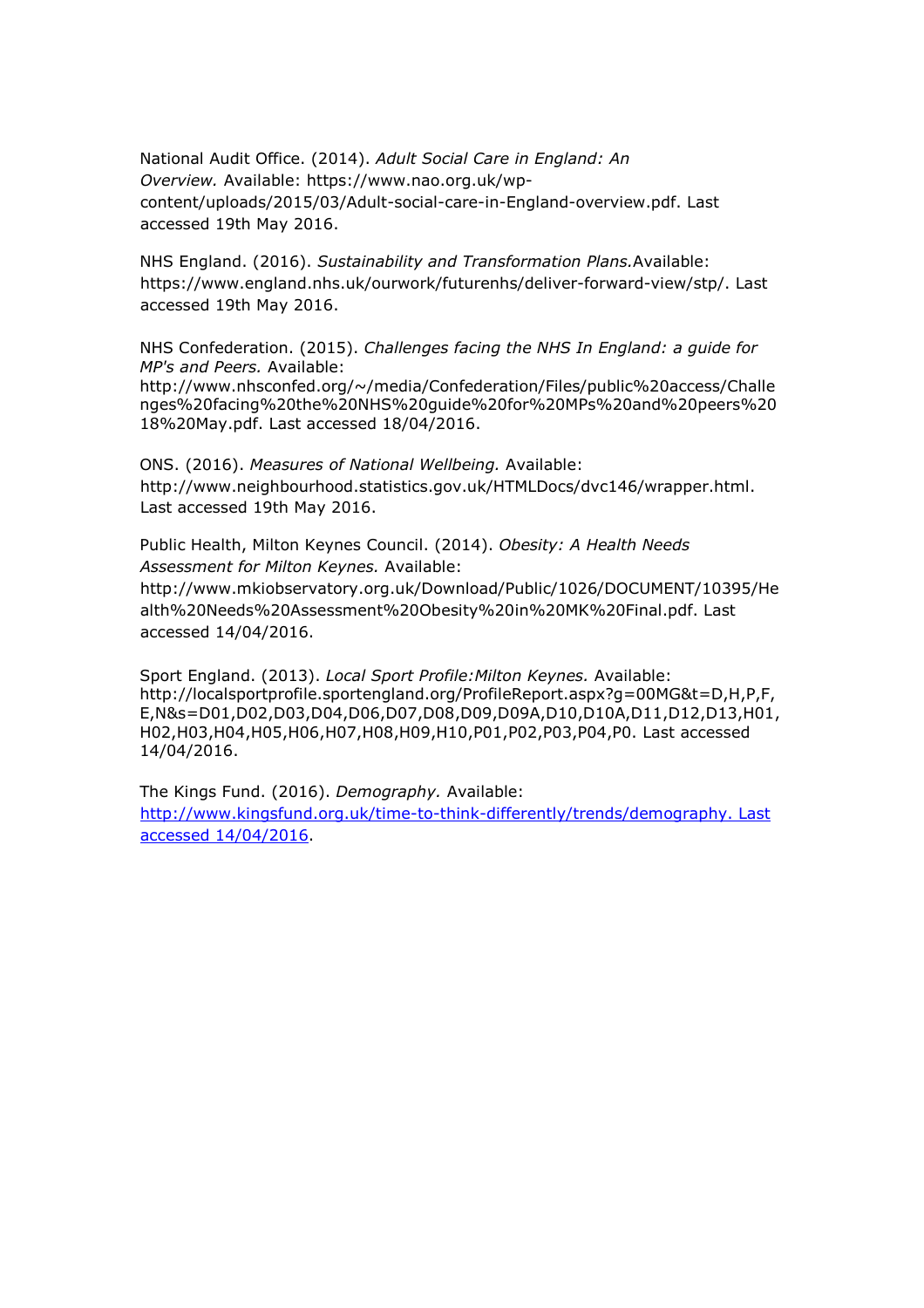National Audit Office. (2014). *Adult Social Care in England: An Overview.* Available: https://www.nao.org.uk/wp-content/uploads/2015/03/Adult-social-care-in-England-overview.pdf. Last accessed 19th May 2016.

NHS England. (2016). *Sustainability and Transformation Plans.*Available: https://www.england.nhs.uk/ourwork/futurenhs/deliver-forward-view/stp/. Last accessed 19th May 2016.

NHS Confederation. (2015). *Challenges facing the NHS In England: a guide for MP's and Peers.* Available: http://www.nhsconfed.org/~/media/Confederation/Files/public%20access/Challenges%20facing%20the%20NHS%20guide%20for%20MPs%20and%20peers%2018%20May.pdf. Last accessed 18/04/2016.

ONS. (2016). *Measures of National Wellbeing.* Available: http://www.neighbourhood.statistics.gov.uk/HTMLDocs/dvc146/wrapper.html. Last accessed 19th May 2016.

Public Health, Milton Keynes Council. (2014). *Obesity: A Health Needs Assessment for Milton Keynes.* Available: http://www.mkiobservatory.org.uk/Download/Public/1026/DOCUMENT/10395/Health%20Needs%20Assessment%20Obesity%20in%20MK%20Final.pdf. Last accessed 14/04/2016.

Sport England. (2013). *Local Sport Profile:Milton Keynes.* Available: http://localsportprofile.sportengland.org/ProfileReport.aspx?g=00MG&t=D,H,P,F,E,N&s=D01,D02,D03,D04,D06,D07,D08,D09,D09A,D10,D10A,D11,D12,D13,H01,H02,H03,H04,H05,H06,H07,H08,H09,H10,P01,P02,P03,P04,P0. Last accessed 14/04/2016.

The Kings Fund. (2016). *Demography.* Available: http://www.kingsfund.org.uk/time-to-think-differently/trends/demography. Last accessed 14/04/2016.